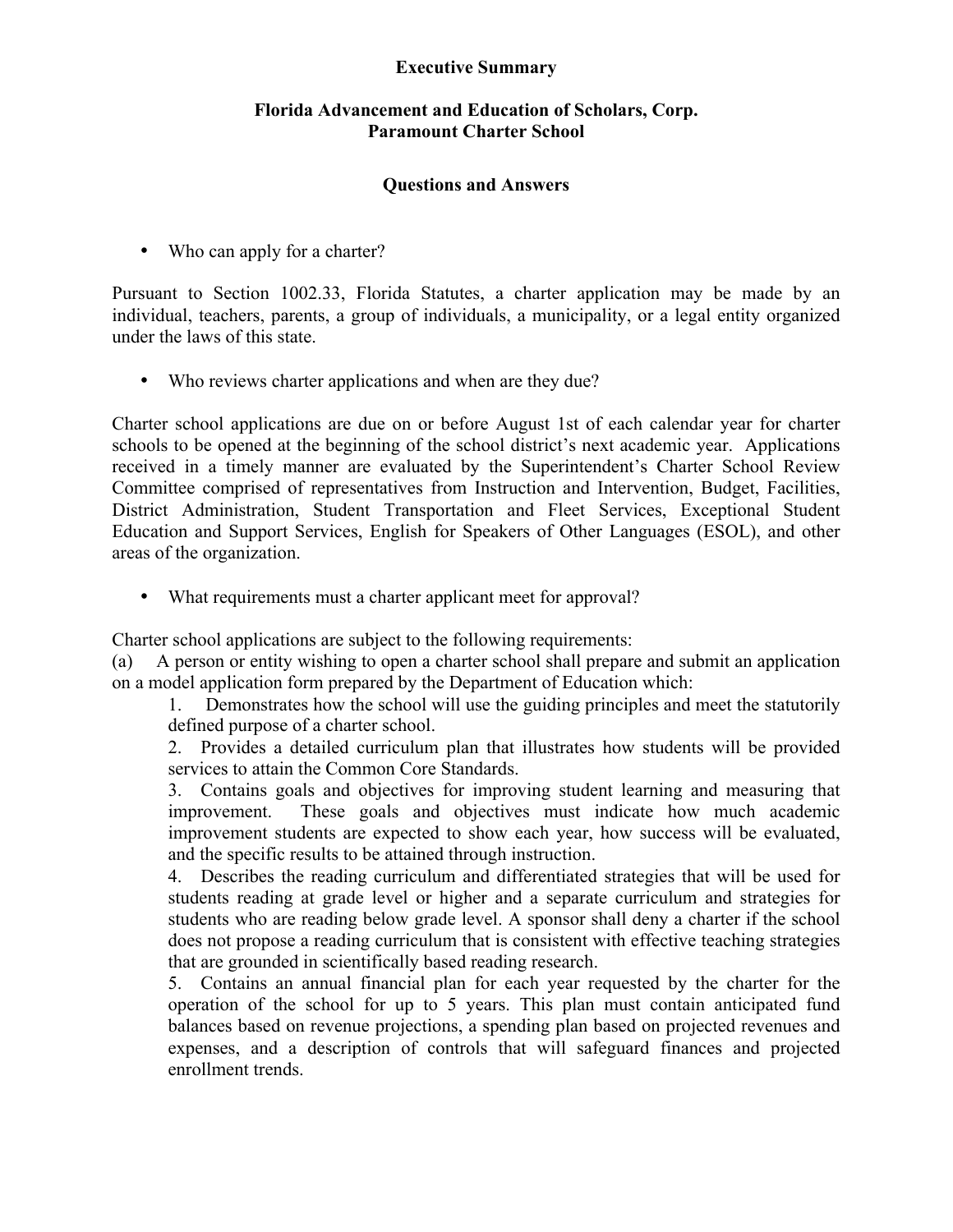**Executive Summary**

**Florida Advancement and Education of Scholars, Corp.**
**Paramount Charter School**

**Questions and Answers**

- Who can apply for a charter?

Pursuant to Section 1002.33, Florida Statutes, a charter application may be made by an individual, teachers, parents, a group of individuals, a municipality, or a legal entity organized under the laws of this state.

- Who reviews charter applications and when are they due?

Charter school applications are due on or before August 1st of each calendar year for charter schools to be opened at the beginning of the school district's next academic year. Applications received in a timely manner are evaluated by the Superintendent's Charter School Review Committee comprised of representatives from Instruction and Intervention, Budget, Facilities, District Administration, Student Transportation and Fleet Services, Exceptional Student Education and Support Services, English for Speakers of Other Languages (ESOL), and other areas of the organization.

- What requirements must a charter applicant meet for approval?

Charter school applications are subject to the following requirements:

(a) A person or entity wishing to open a charter school shall prepare and submit an application on a model application form prepared by the Department of Education which:

1. Demonstrates how the school will use the guiding principles and meet the statutorily defined purpose of a charter school.
2. Provides a detailed curriculum plan that illustrates how students will be provided services to attain the Common Core Standards.
3. Contains goals and objectives for improving student learning and measuring that improvement. These goals and objectives must indicate how much academic improvement students are expected to show each year, how success will be evaluated, and the specific results to be attained through instruction.
4. Describes the reading curriculum and differentiated strategies that will be used for students reading at grade level or higher and a separate curriculum and strategies for students who are reading below grade level. A sponsor shall deny a charter if the school does not propose a reading curriculum that is consistent with effective teaching strategies that are grounded in scientifically based reading research.
5. Contains an annual financial plan for each year requested by the charter for the operation of the school for up to 5 years. This plan must contain anticipated fund balances based on revenue projections, a spending plan based on projected revenues and expenses, and a description of controls that will safeguard finances and projected enrollment trends.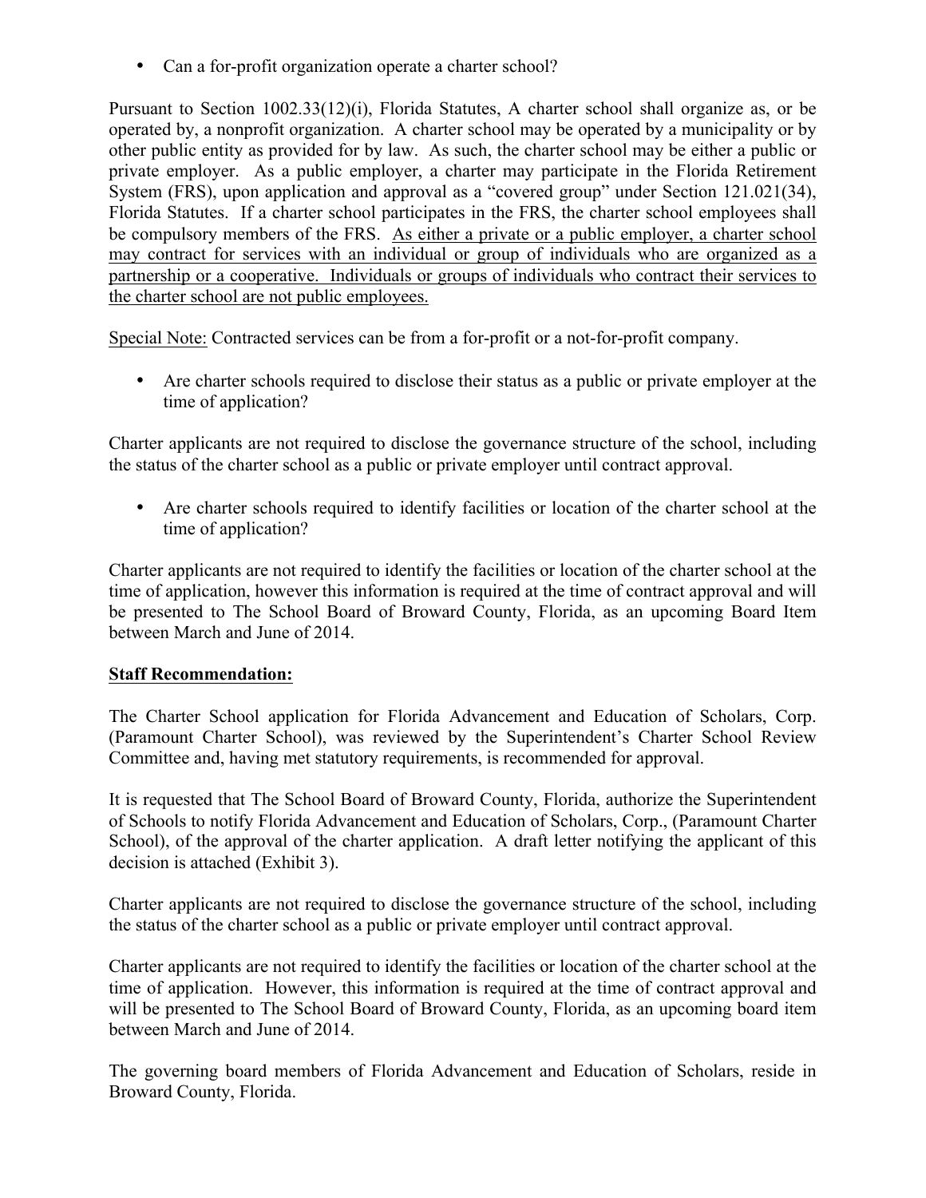- Can a for-profit organization operate a charter school?

Pursuant to Section 1002.33(12)(i), Florida Statutes, A charter school shall organize as, or be operated by, a nonprofit organization. A charter school may be operated by a municipality or by other public entity as provided for by law. As such, the charter school may be either a public or private employer. As a public employer, a charter may participate in the Florida Retirement System (FRS), upon application and approval as a "covered group" under Section 121.021(34), Florida Statutes. If a charter school participates in the FRS, the charter school employees shall be compulsory members of the FRS. <u>As either a private or a public employer, a charter school may contract for services with an individual or group of individuals who are organized as a partnership or a cooperative. Individuals or groups of individuals who contract their services to the charter school are not public employees.</u>

<u>Special Note:</u> Contracted services can be from a for-profit or a not-for-profit company.

- Are charter schools required to disclose their status as a public or private employer at the time of application?

Charter applicants are not required to disclose the governance structure of the school, including the status of the charter school as a public or private employer until contract approval.

- Are charter schools required to identify facilities or location of the charter school at the time of application?

Charter applicants are not required to identify the facilities or location of the charter school at the time of application, however this information is required at the time of contract approval and will be presented to The School Board of Broward County, Florida, as an upcoming Board Item between March and June of 2014.

**<u>Staff Recommendation:</u>**

The Charter School application for Florida Advancement and Education of Scholars, Corp. (Paramount Charter School), was reviewed by the Superintendent's Charter School Review Committee and, having met statutory requirements, is recommended for approval.

It is requested that The School Board of Broward County, Florida, authorize the Superintendent of Schools to notify Florida Advancement and Education of Scholars, Corp., (Paramount Charter School), of the approval of the charter application. A draft letter notifying the applicant of this decision is attached (Exhibit 3).

Charter applicants are not required to disclose the governance structure of the school, including the status of the charter school as a public or private employer until contract approval.

Charter applicants are not required to identify the facilities or location of the charter school at the time of application. However, this information is required at the time of contract approval and will be presented to The School Board of Broward County, Florida, as an upcoming board item between March and June of 2014.

The governing board members of Florida Advancement and Education of Scholars, reside in Broward County, Florida.